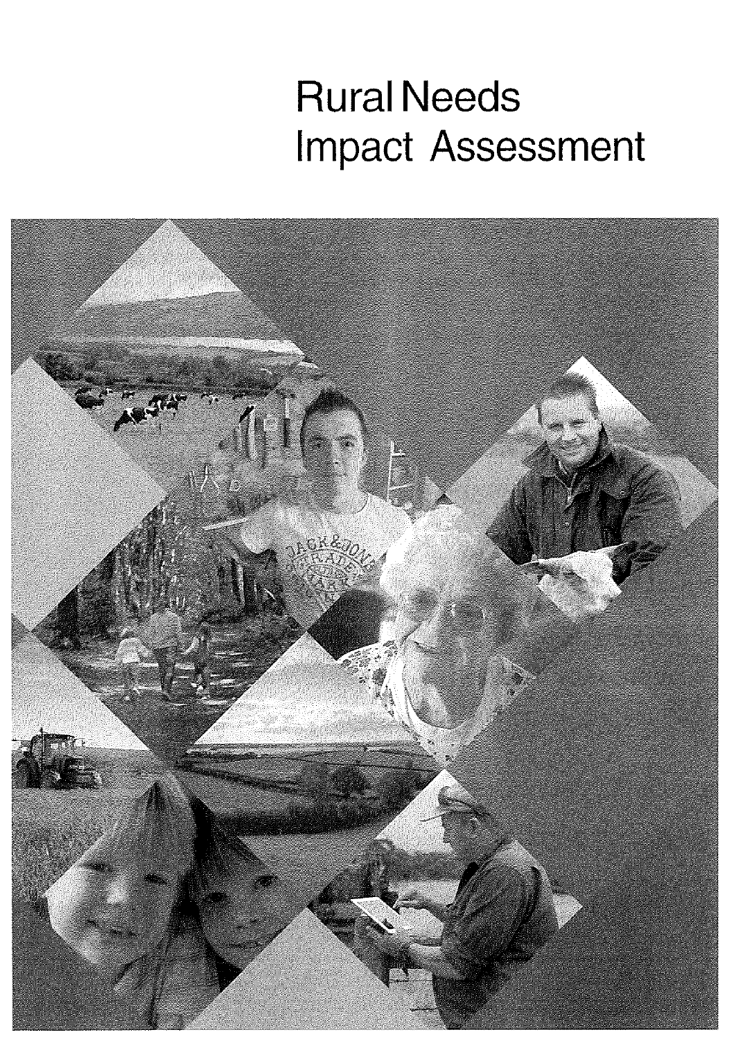# Rural Needs Impact Assessment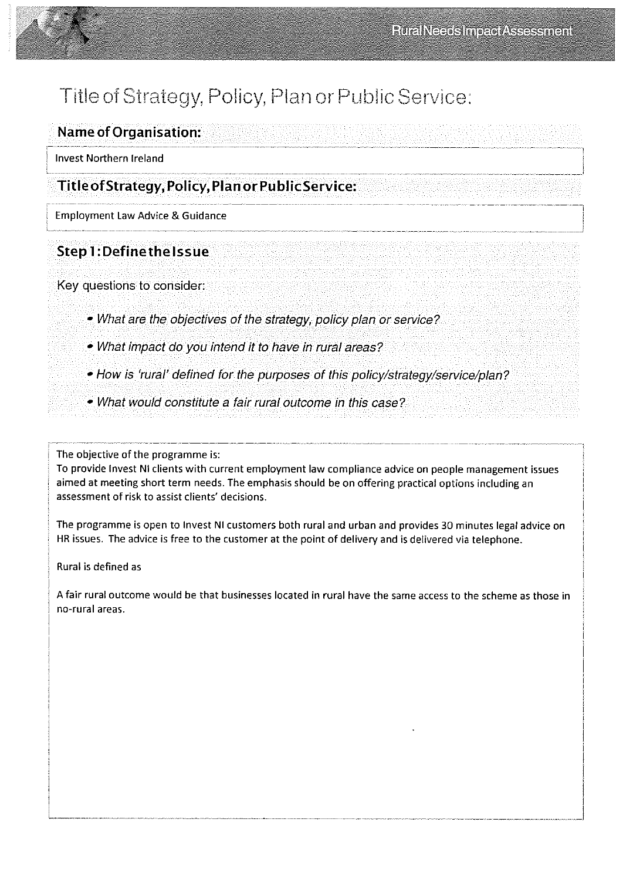# Title of Strategy, Policy, Plan or Public Service:

## Name of Organisation:

Invest Northern Ireland

## Title of Strategy, Policy, Plan or Public Service:

Employment Law Advice & Guidance

## Step 1: Define the Issue

Key questions to consider:

- *What are the objectives of the strategy, policy plan or service?*
- *What impact do you intend it to have in rural areas?*
- *How is 'rural' defined for the purposes of this policy/strategy/service/plan?*
- *What would constitute a fair rural outcome in this case?*

The objective of the programme is:
To provide Invest NI clients with current employment law compliance advice on people management issues aimed at meeting short term needs. The emphasis should be on offering practical options including an assessment of risk to assist clients' decisions.

The programme is open to Invest NI customers both rural and urban and provides 30 minutes legal advice on HR issues. The advice is free to the customer at the point of delivery and is delivered via telephone.

Rural is defined as

A fair rural outcome would be that businesses located in rural have the same access to the scheme as those in no-rural areas.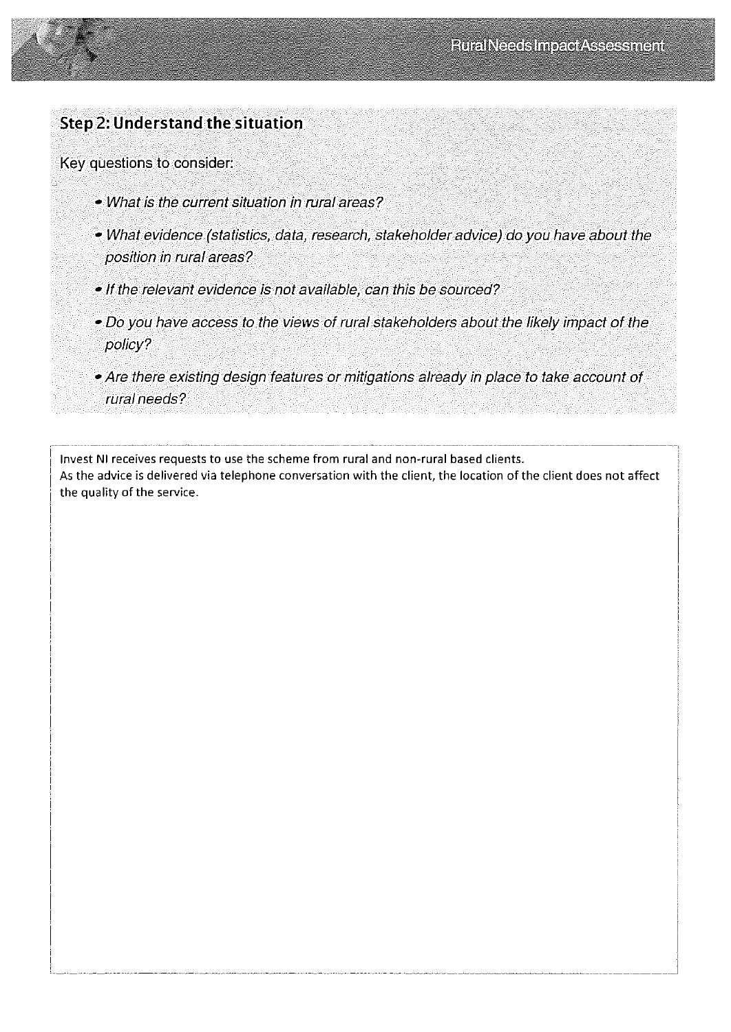## Step 2: Understand the situation

Key questions to consider:

- *What is the current situation in rural areas?*
- *What evidence (statistics, data, research, stakeholder advice) do you have about the position in rural areas?*
- *If the relevant evidence is not available, can this be sourced?*
- *Do you have access to the views of rural stakeholders about the likely impact of the policy?*
- *Are there existing design features or mitigations already in place to take account of rural needs?*

Invest NI receives requests to use the scheme from rural and non-rural based clients.
As the advice is delivered via telephone conversation with the client, the location of the client does not affect the quality of the service.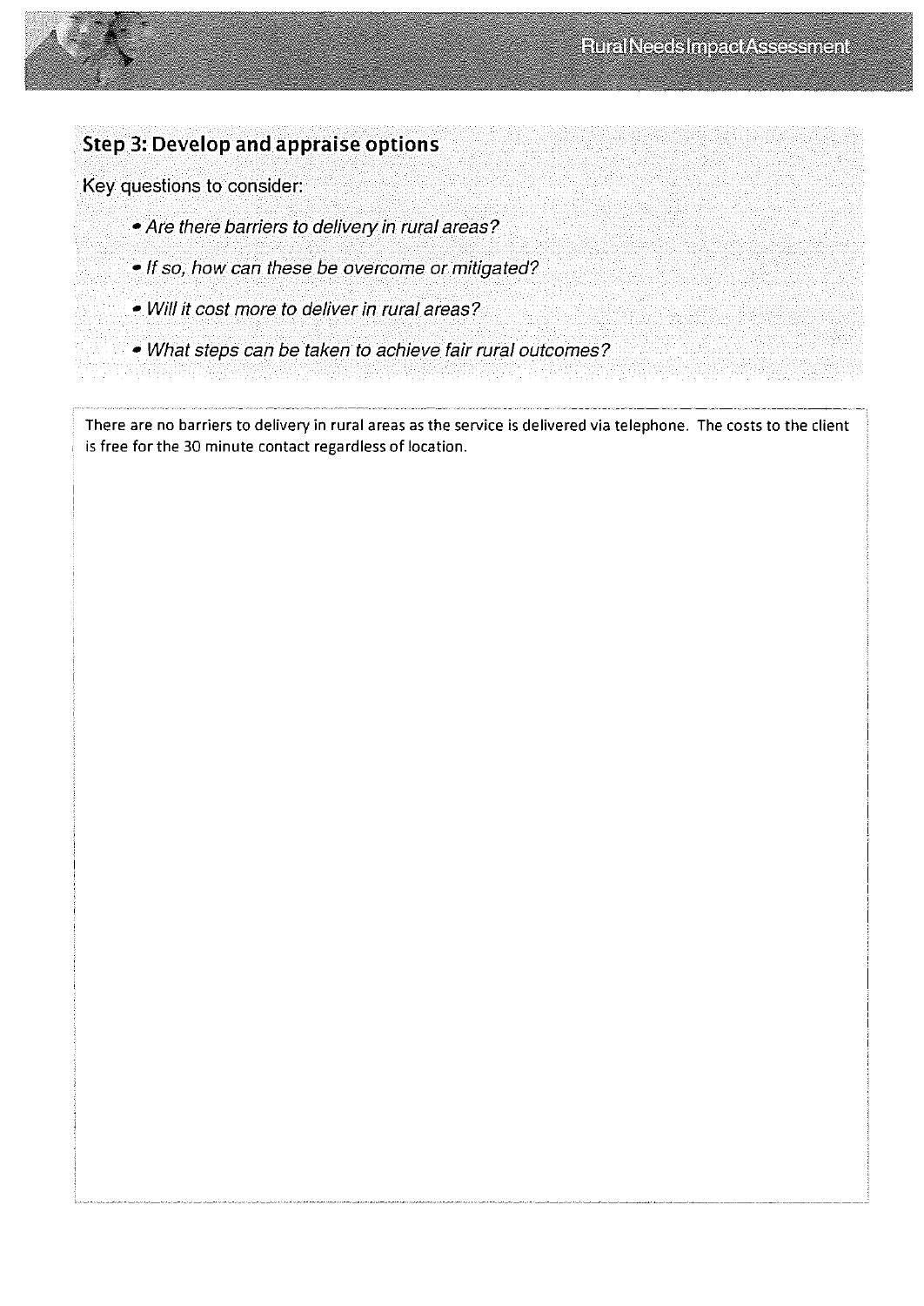## Step 3: Develop and appraise options

Key questions to consider:

- *Are there barriers to delivery in rural areas?*
- *If so, how can these be overcome or mitigated?*
- *Will it cost more to deliver in rural areas?*
- *What steps can be taken to achieve fair rural outcomes?*

There are no barriers to delivery in rural areas as the service is delivered via telephone. The costs to the client is free for the 30 minute contact regardless of location.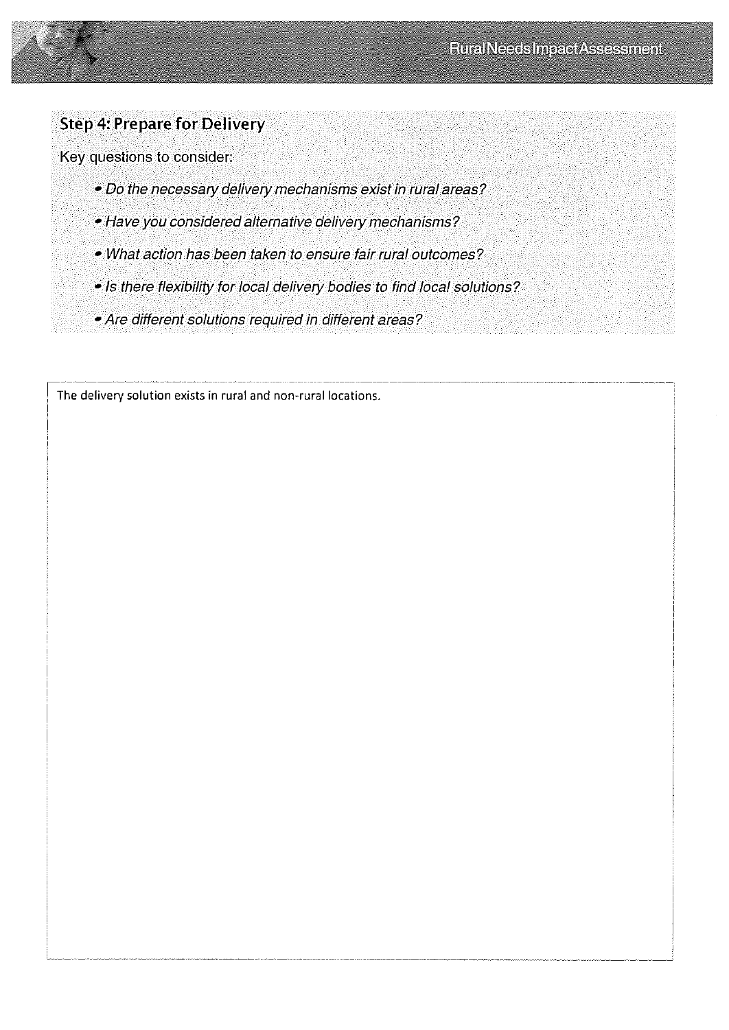## Step 4: Prepare for Delivery

Key questions to consider:

- *Do the necessary delivery mechanisms exist in rural areas?*
- *Have you considered alternative delivery mechanisms?*
- *What action has been taken to ensure fair rural outcomes?*
- *Is there flexibility for local delivery bodies to find local solutions?*
- *Are different solutions required in different areas?*

The delivery solution exists in rural and non-rural locations.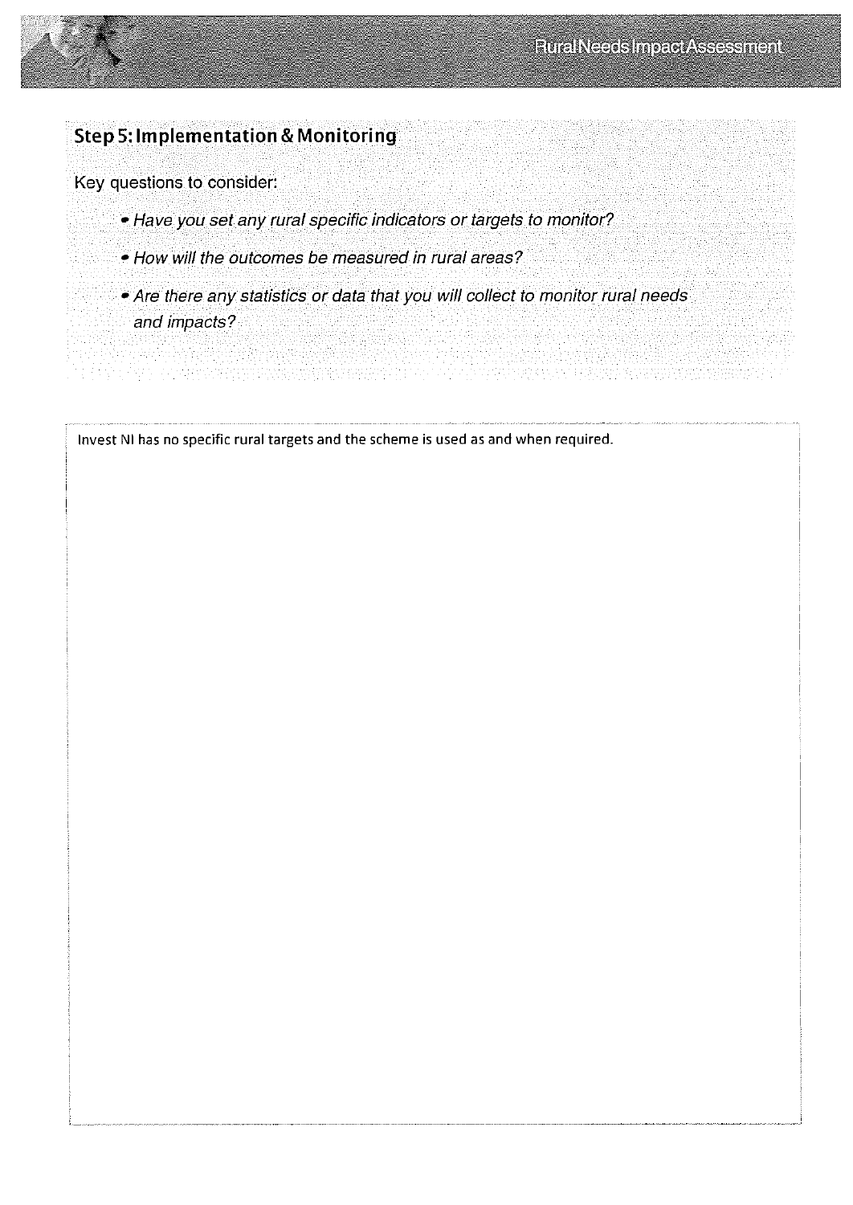## Step 5: Implementation & Monitoring

Key questions to consider:

- *Have you set any rural specific indicators or targets to monitor?*
- *How will the outcomes be measured in rural areas?*
- *Are there any statistics or data that you will collect to monitor rural needs and impacts?*

Invest NI has no specific rural targets and the scheme is used as and when required.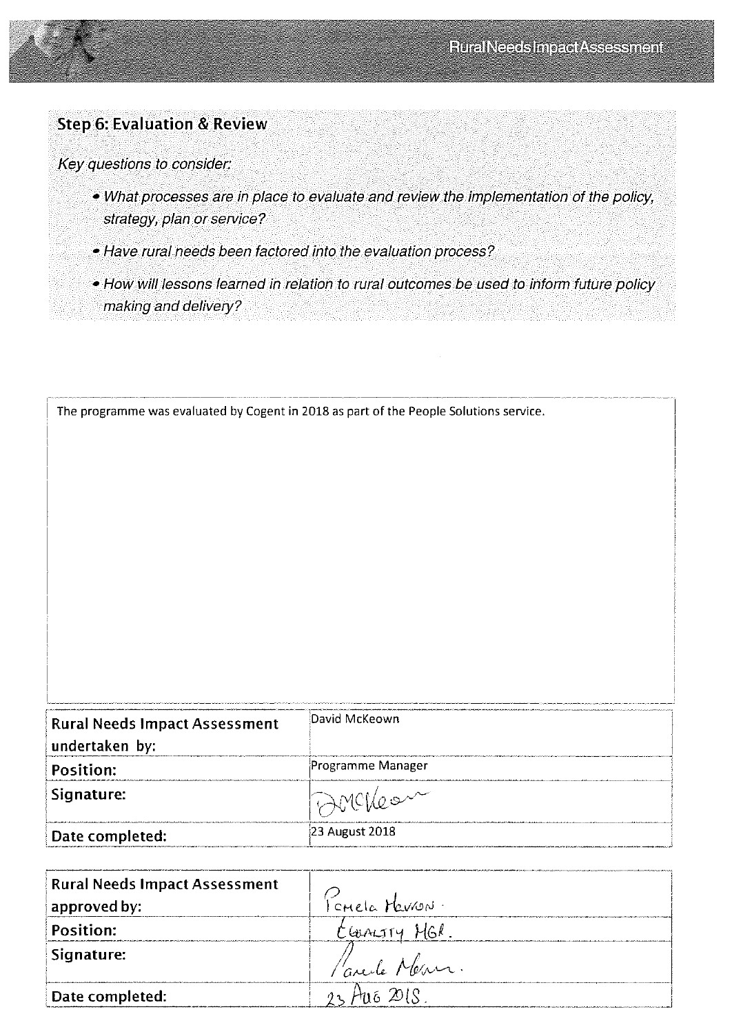## Step 6: Evaluation & Review

*Key questions to consider:*

- *What processes are in place to evaluate and review the implementation of the policy, strategy, plan or service?*
- *Have rural needs been factored into the evaluation process?*
- *How will lessons learned in relation to rural outcomes be used to inform future policy making and delivery?*

The programme was evaluated by Cogent in 2018 as part of the People Solutions service.

| | |
|---|---|
| **Rural Needs Impact Assessment undertaken by:** | David McKeown |
| **Position:** | Programme Manager |
| **Signature:** | DMcKeown |
| **Date completed:** | 23 August 2018 |

| | |
|---|---|
| **Rural Needs Impact Assessment approved by:** | Pamela Heron. |
| **Position:** | Equality MGR. |
| **Signature:** | Pamela Heron. |
| **Date completed:** | 23 AUG 2018. |